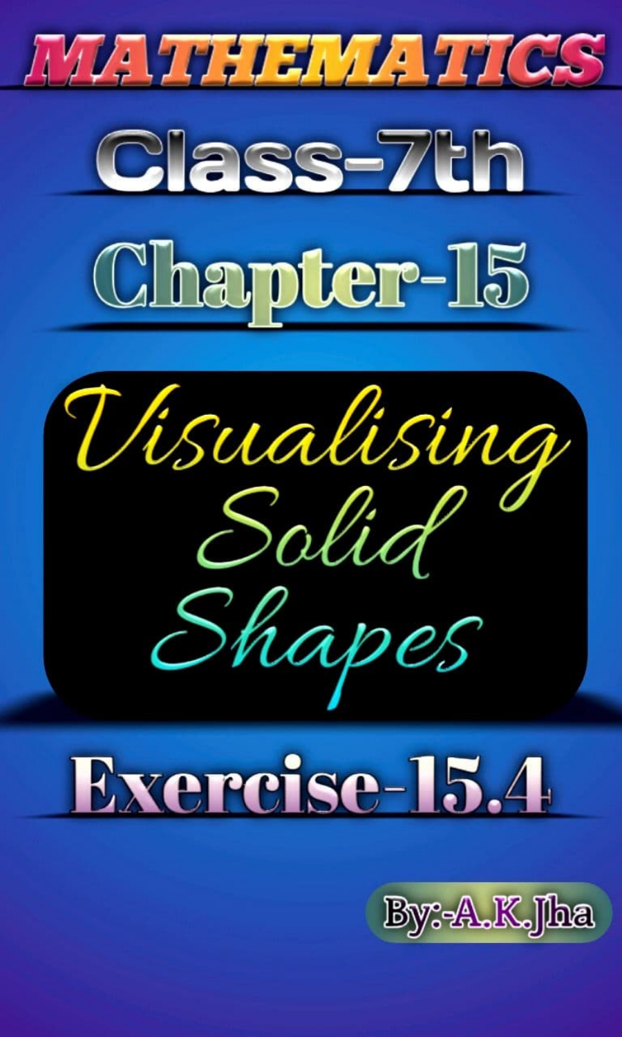# MATHEMATICS

## Class-7th

## Chapter-15

# Visualising Solid Shapes

## Exercise-15.4

By:-A.K.Jha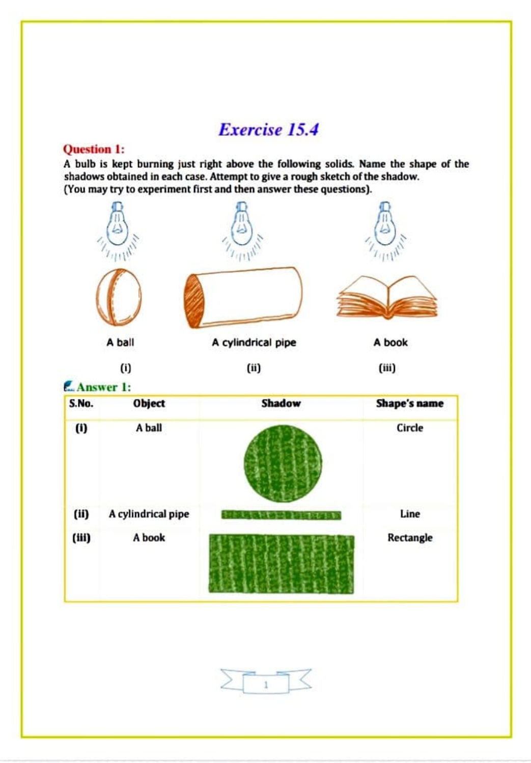# Exercise 15.4

**Question 1:**

A bulb is kept burning just right above the following solids. Name the shape of the shadows obtained in each case. Attempt to give a rough sketch of the shadow.
(You may try to experiment first and then answer these questions).

A ball (i)

A cylindrical pipe (ii)

A book (iii)

**Answer 1:**

| S.No. | Object | Shadow | Shape's name |
|---|---|---|---|
| (i) | A ball | | Circle |
| (ii) | A cylindrical pipe | | Line |
| (iii) | A book | | Rectangle |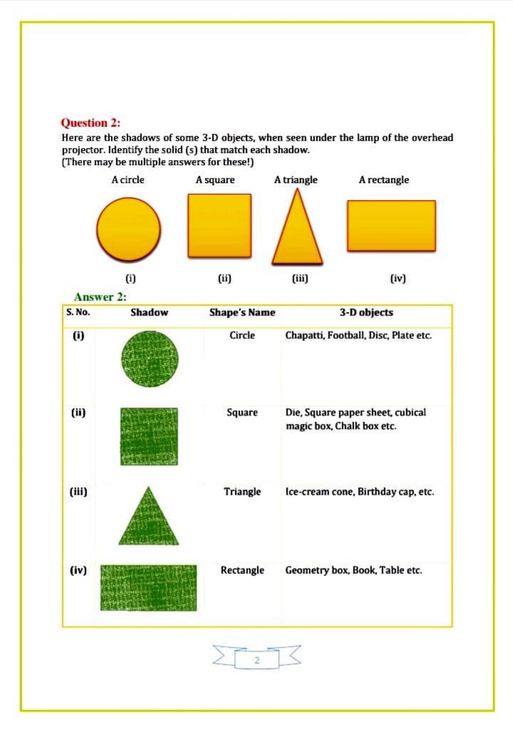## Question 2:

Here are the shadows of some 3-D objects, when seen under the lamp of the overhead projector. Identify the solid (s) that match each shadow.
(There may be multiple answers for these!)

A circle (i) | A square (ii) | A triangle (iii) | A rectangle (iv)

## Answer 2:

| S. No. | Shadow | Shape's Name | 3-D objects |
|---|---|---|---|
| (i) | | Circle | Chapatti, Football, Disc, Plate etc. |
| (ii) | | Square | Die, Square paper sheet, cubical magic box, Chalk box etc. |
| (iii) | | Triangle | Ice-cream cone, Birthday cap, etc. |
| (iv) | | Rectangle | Geometry box, Book, Table etc. |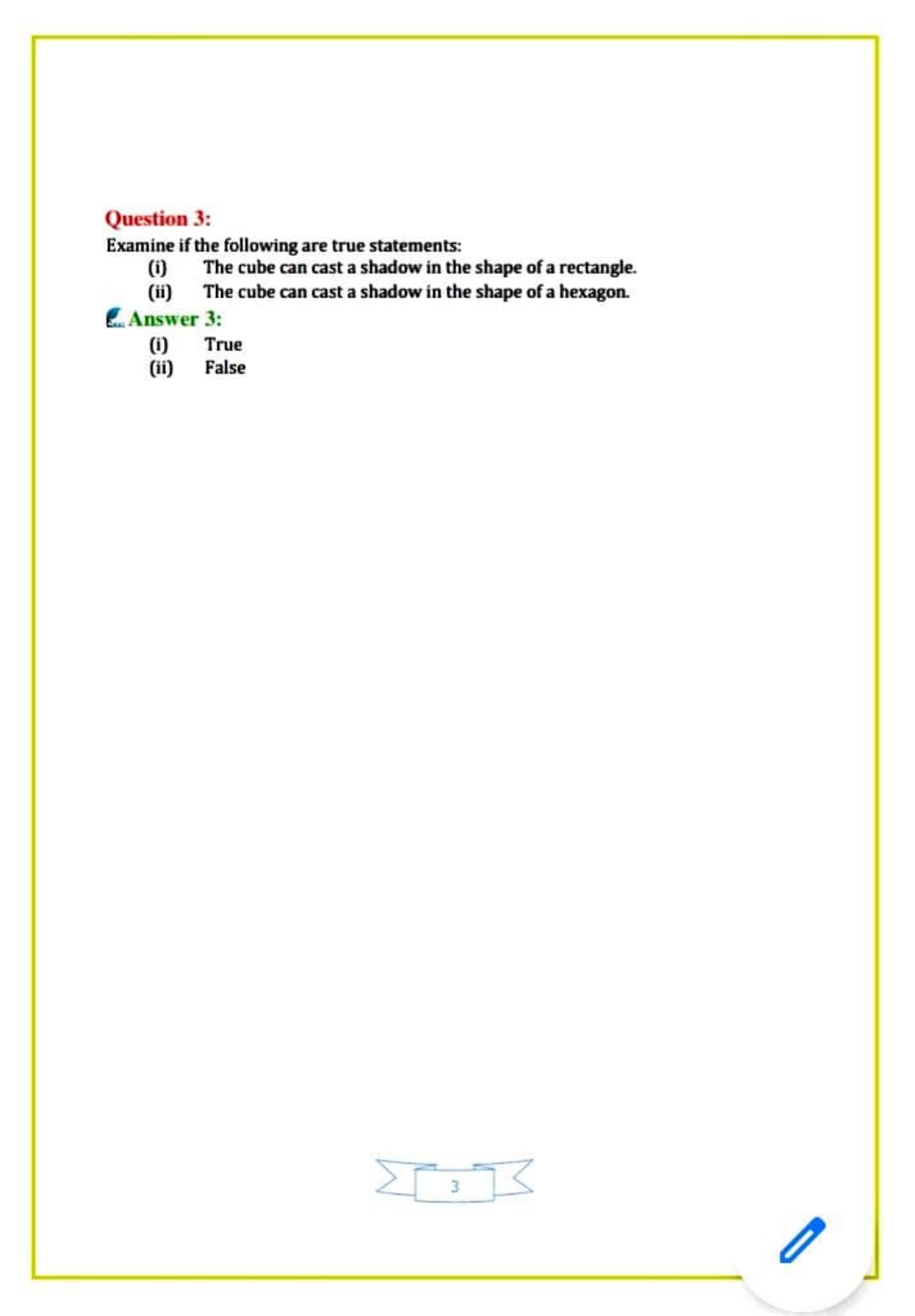**Question 3:**

Examine if the following are true statements:

(i) The cube can cast a shadow in the shape of a rectangle.

(ii) The cube can cast a shadow in the shape of a hexagon.

**Answer 3:**

(i) True

(ii) False